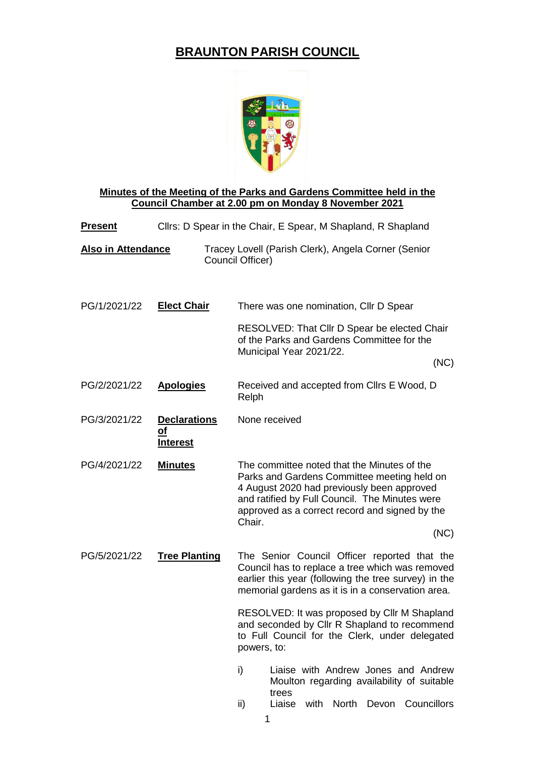# BRAUNTON PARISH COUNCIL

**Minutes of the Meeting of the Parks and Gardens Committee held in the Council Chamber at 2.00 pm on Monday 8 November 2021**

**Present** Cllrs: D Spear in the Chair, E Spear, M Shapland, R Shapland

**Also in Attendance** Tracey Lovell (Parish Clerk), Angela Corner (Senior Council Officer)

| | | |
|---|---|---|
| PG/1/2021/22 | **Elect Chair** | There was one nomination, Cllr D Spear<br><br>RESOLVED: That Cllr D Spear be elected Chair of the Parks and Gardens Committee for the Municipal Year 2021/22.<br><br>(NC) |
| PG/2/2021/22 | **Apologies** | Received and accepted from Cllrs E Wood, D Relph |
| PG/3/2021/22 | **Declarations of Interest** | None received |
| PG/4/2021/22 | **Minutes** | The committee noted that the Minutes of the Parks and Gardens Committee meeting held on 4 August 2020 had previously been approved and ratified by Full Council. The Minutes were approved as a correct record and signed by the Chair.<br><br>(NC) |
| PG/5/2021/22 | **Tree Planting** | The Senior Council Officer reported that the Council has to replace a tree which was removed earlier this year (following the tree survey) in the memorial gardens as it is in a conservation area.<br><br>RESOLVED: It was proposed by Cllr M Shapland and seconded by Cllr R Shapland to recommend to Full Council for the Clerk, under delegated powers, to:<br><br>i) Liaise with Andrew Jones and Andrew Moulton regarding availability of suitable trees<br>ii) Liaise with North Devon Councillors |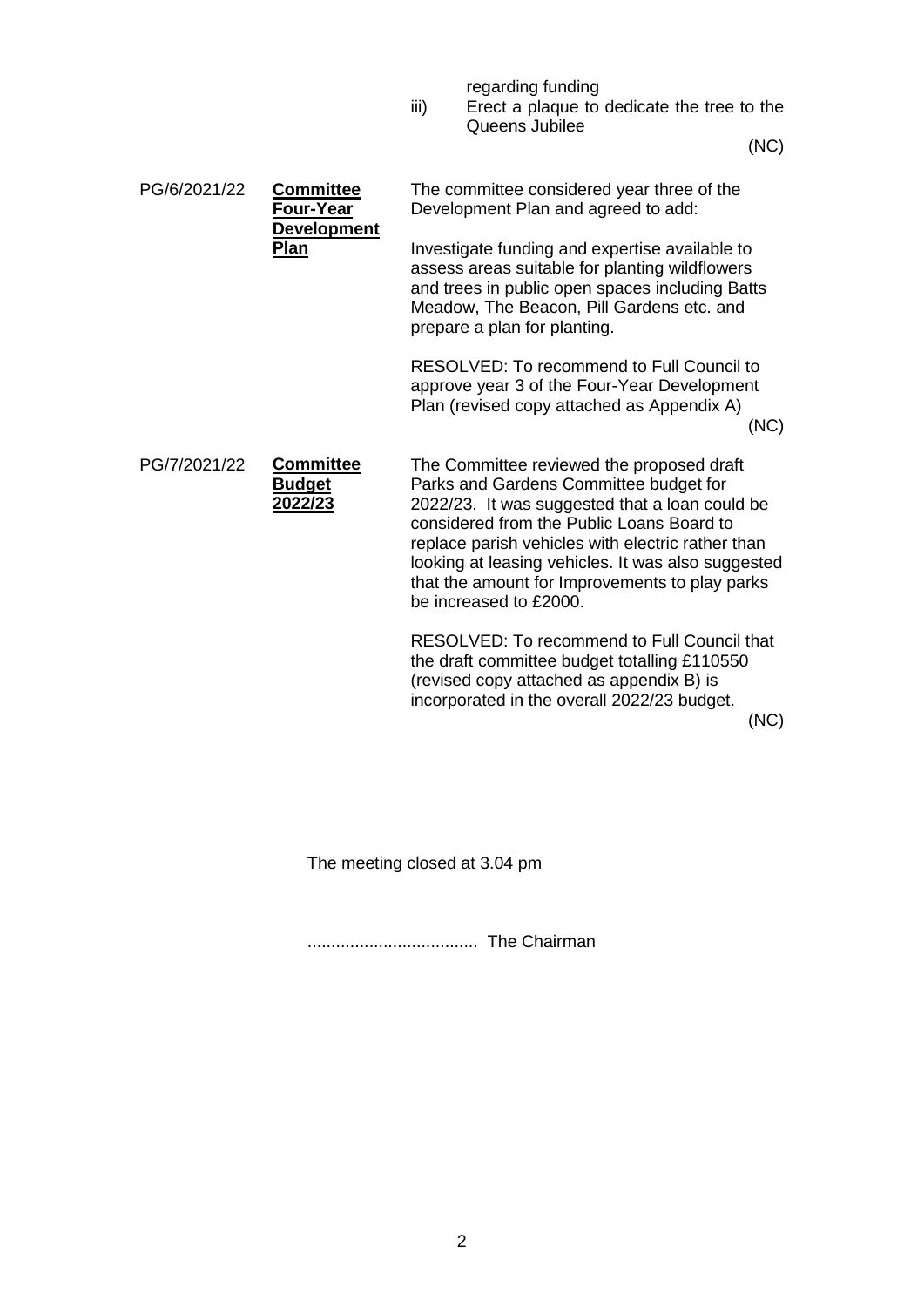regarding funding

iii) Erect a plaque to dedicate the tree to the Queens Jubilee

(NC)

| | | |
|---|---|---|
| PG/6/2021/22 | **Committee Four-Year Development Plan** | The committee considered year three of the Development Plan and agreed to add:<br><br>Investigate funding and expertise available to assess areas suitable for planting wildflowers and trees in public open spaces including Batts Meadow, The Beacon, Pill Gardens etc. and prepare a plan for planting.<br><br>RESOLVED: To recommend to Full Council to approve year 3 of the Four-Year Development Plan (revised copy attached as Appendix A)<br><br>(NC) |
| PG/7/2021/22 | **Committee Budget 2022/23** | The Committee reviewed the proposed draft Parks and Gardens Committee budget for 2022/23. It was suggested that a loan could be considered from the Public Loans Board to replace parish vehicles with electric rather than looking at leasing vehicles. It was also suggested that the amount for Improvements to play parks be increased to £2000.<br><br>RESOLVED: To recommend to Full Council that the draft committee budget totalling £110550 (revised copy attached as appendix B) is incorporated in the overall 2022/23 budget.<br><br>(NC) |

The meeting closed at 3.04 pm

.................................... The Chairman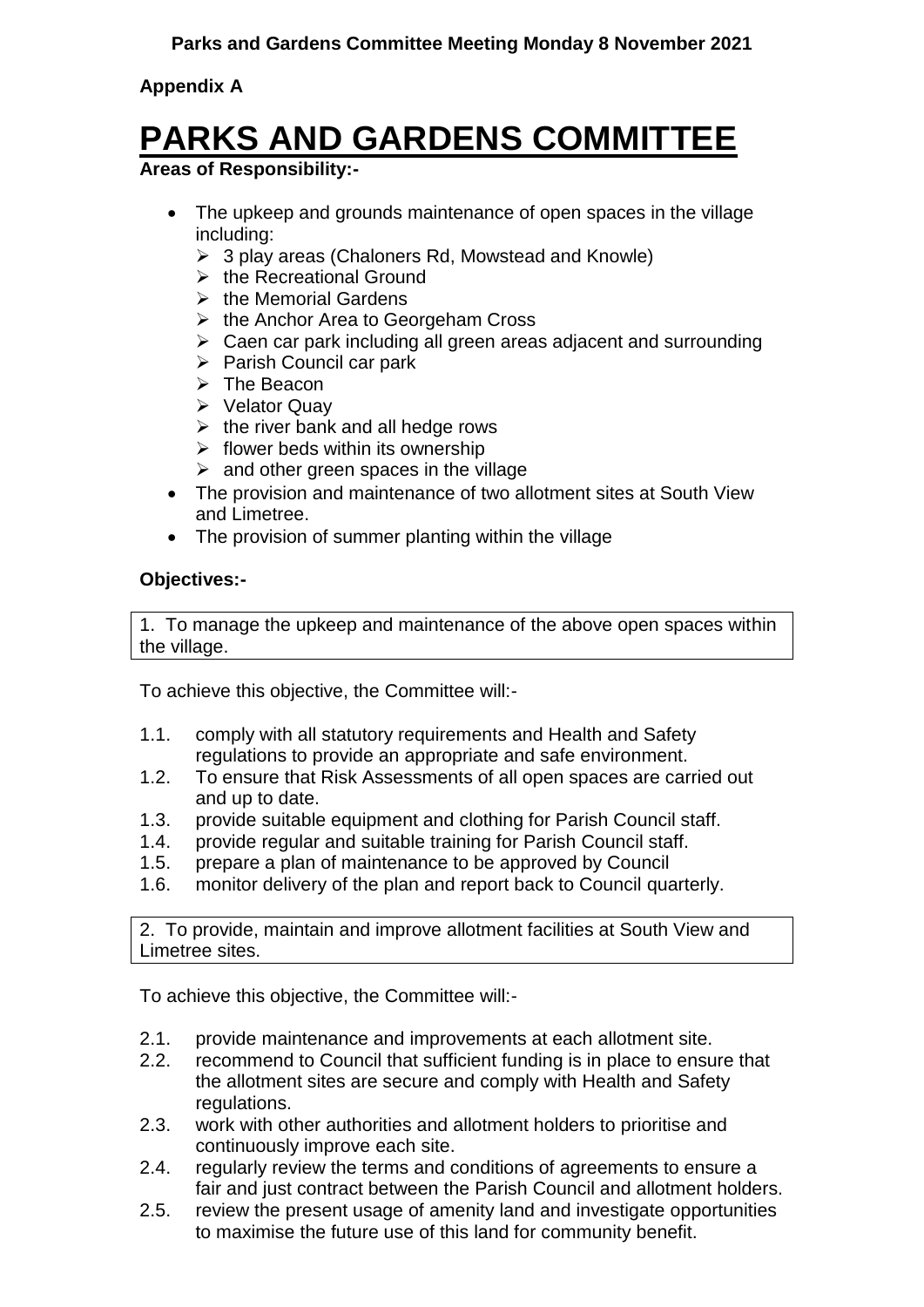**Parks and Gardens Committee Meeting Monday 8 November 2021**

**Appendix A**

# PARKS AND GARDENS COMMITTEE

**Areas of Responsibility:-**

- The upkeep and grounds maintenance of open spaces in the village including:
  - 3 play areas (Chaloners Rd, Mowstead and Knowle)
  - the Recreational Ground
  - the Memorial Gardens
  - the Anchor Area to Georgeham Cross
  - Caen car park including all green areas adjacent and surrounding
  - Parish Council car park
  - The Beacon
  - Velator Quay
  - the river bank and all hedge rows
  - flower beds within its ownership
  - and other green spaces in the village
- The provision and maintenance of two allotment sites at South View and Limetree.
- The provision of summer planting within the village

**Objectives:-**

1. To manage the upkeep and maintenance of the above open spaces within the village.

To achieve this objective, the Committee will:-

1.1. comply with all statutory requirements and Health and Safety regulations to provide an appropriate and safe environment.
1.2. To ensure that Risk Assessments of all open spaces are carried out and up to date.
1.3. provide suitable equipment and clothing for Parish Council staff.
1.4. provide regular and suitable training for Parish Council staff.
1.5. prepare a plan of maintenance to be approved by Council
1.6. monitor delivery of the plan and report back to Council quarterly.

2. To provide, maintain and improve allotment facilities at South View and Limetree sites.

To achieve this objective, the Committee will:-

2.1. provide maintenance and improvements at each allotment site.
2.2. recommend to Council that sufficient funding is in place to ensure that the allotment sites are secure and comply with Health and Safety regulations.
2.3. work with other authorities and allotment holders to prioritise and continuously improve each site.
2.4. regularly review the terms and conditions of agreements to ensure a fair and just contract between the Parish Council and allotment holders.
2.5. review the present usage of amenity land and investigate opportunities to maximise the future use of this land for community benefit.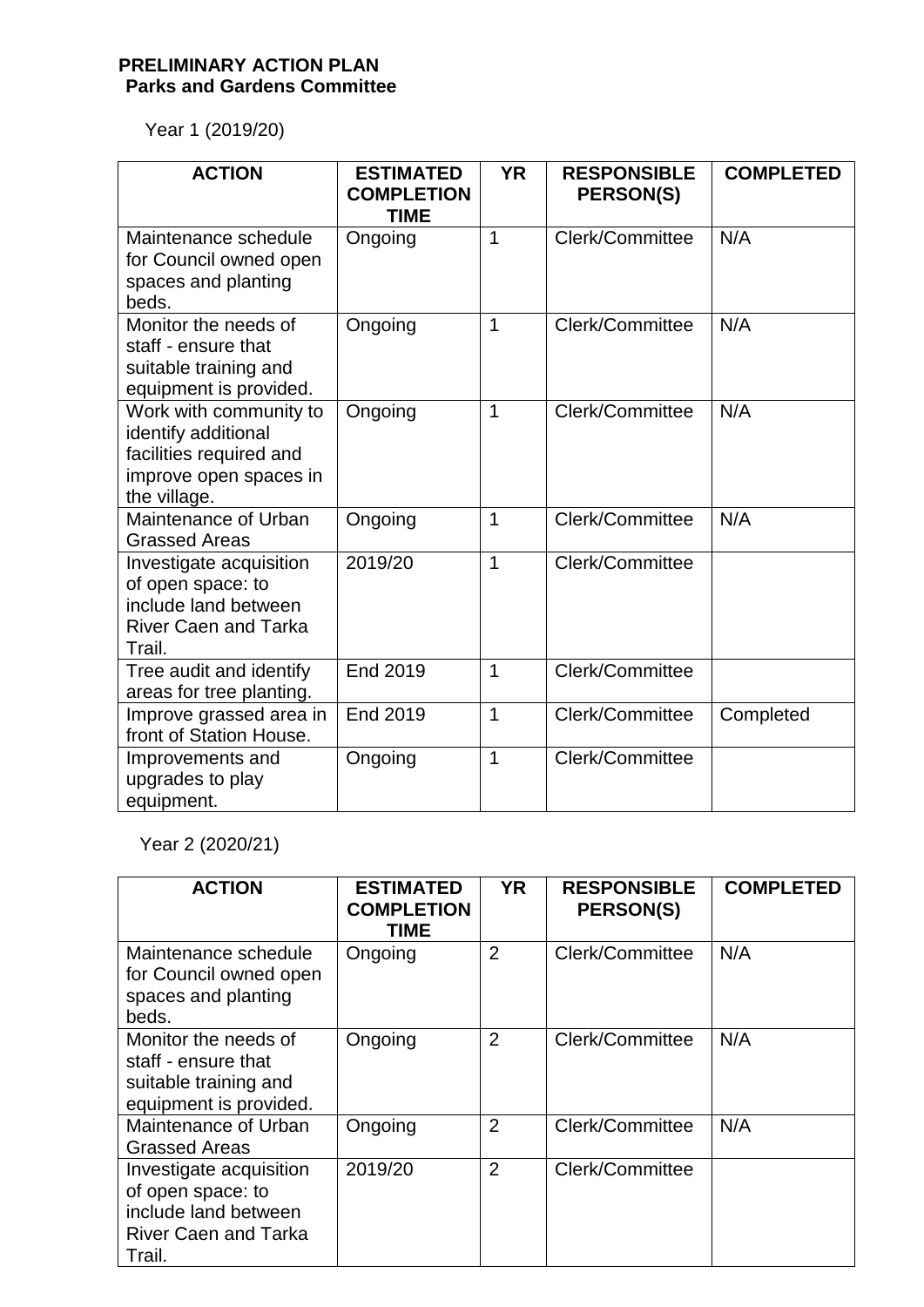**PRELIMINARY ACTION PLAN**
**Parks and Gardens Committee**

Year 1 (2019/20)

| ACTION | ESTIMATED COMPLETION TIME | YR | RESPONSIBLE PERSON(S) | COMPLETED |
|---|---|---|---|---|
| Maintenance schedule for Council owned open spaces and planting beds. | Ongoing | 1 | Clerk/Committee | N/A |
| Monitor the needs of staff - ensure that suitable training and equipment is provided. | Ongoing | 1 | Clerk/Committee | N/A |
| Work with community to identify additional facilities required and improve open spaces in the village. | Ongoing | 1 | Clerk/Committee | N/A |
| Maintenance of Urban Grassed Areas | Ongoing | 1 | Clerk/Committee | N/A |
| Investigate acquisition of open space: to include land between River Caen and Tarka Trail. | 2019/20 | 1 | Clerk/Committee | |
| Tree audit and identify areas for tree planting. | End 2019 | 1 | Clerk/Committee | |
| Improve grassed area in front of Station House. | End 2019 | 1 | Clerk/Committee | Completed |
| Improvements and upgrades to play equipment. | Ongoing | 1 | Clerk/Committee | |

Year 2 (2020/21)

| ACTION | ESTIMATED COMPLETION TIME | YR | RESPONSIBLE PERSON(S) | COMPLETED |
|---|---|---|---|---|
| Maintenance schedule for Council owned open spaces and planting beds. | Ongoing | 2 | Clerk/Committee | N/A |
| Monitor the needs of staff - ensure that suitable training and equipment is provided. | Ongoing | 2 | Clerk/Committee | N/A |
| Maintenance of Urban Grassed Areas | Ongoing | 2 | Clerk/Committee | N/A |
| Investigate acquisition of open space: to include land between River Caen and Tarka Trail. | 2019/20 | 2 | Clerk/Committee | |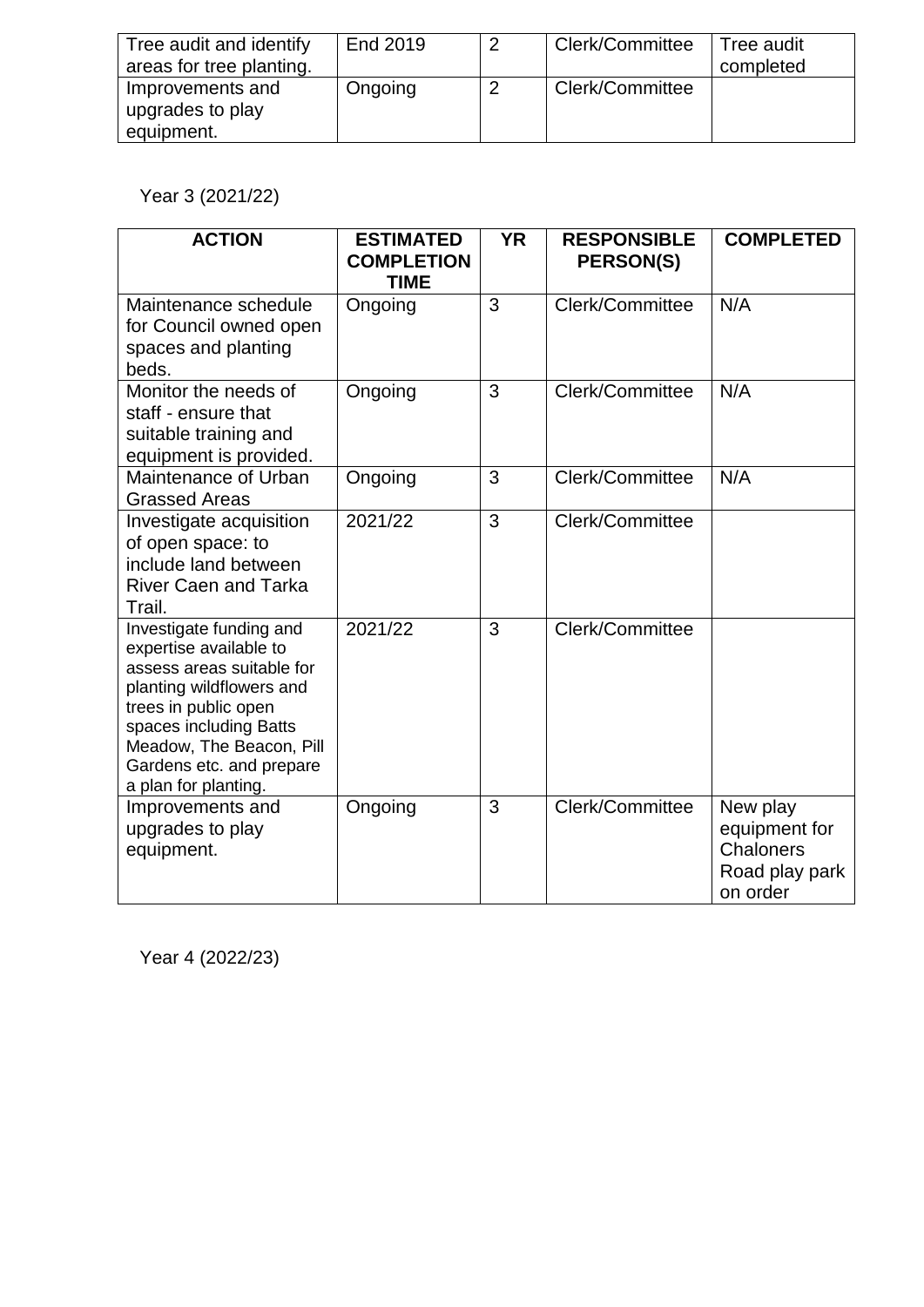| | | | | |
|---|---|---|---|---|
| Tree audit and identify areas for tree planting. | End 2019 | 2 | Clerk/Committee | Tree audit completed |
| Improvements and upgrades to play equipment. | Ongoing | 2 | Clerk/Committee | |

Year 3 (2021/22)

| ACTION | ESTIMATED COMPLETION TIME | YR | RESPONSIBLE PERSON(S) | COMPLETED |
|---|---|---|---|---|
| Maintenance schedule for Council owned open spaces and planting beds. | Ongoing | 3 | Clerk/Committee | N/A |
| Monitor the needs of staff - ensure that suitable training and equipment is provided. | Ongoing | 3 | Clerk/Committee | N/A |
| Maintenance of Urban Grassed Areas | Ongoing | 3 | Clerk/Committee | N/A |
| Investigate acquisition of open space: to include land between River Caen and Tarka Trail. | 2021/22 | 3 | Clerk/Committee | |
| Investigate funding and expertise available to assess areas suitable for planting wildflowers and trees in public open spaces including Batts Meadow, The Beacon, Pill Gardens etc. and prepare a plan for planting. | 2021/22 | 3 | Clerk/Committee | |
| Improvements and upgrades to play equipment. | Ongoing | 3 | Clerk/Committee | New play equipment for Chaloners Road play park on order |

Year 4 (2022/23)